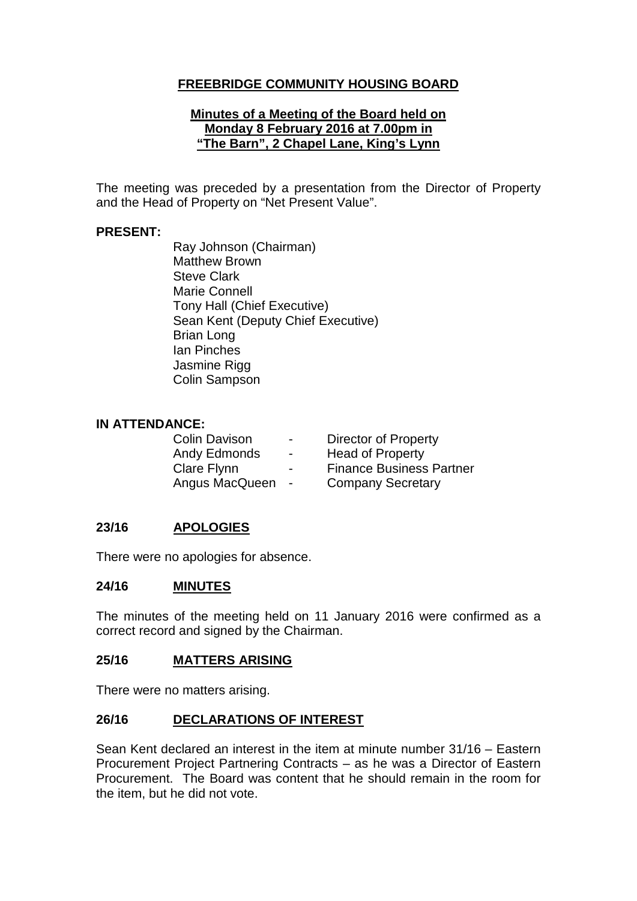# FREEBRIDGE COMMUNITY HOUSING BOARD

## Minutes of a Meeting of the Board held on Monday 8 February 2016 at 7.00pm in "The Barn", 2 Chapel Lane, King's Lynn

The meeting was preceded by a presentation from the Director of Property and the Head of Property on "Net Present Value".

**PRESENT:**

Ray Johnson (Chairman)
Matthew Brown
Steve Clark
Marie Connell
Tony Hall (Chief Executive)
Sean Kent (Deputy Chief Executive)
Brian Long
Ian Pinches
Jasmine Rigg
Colin Sampson

**IN ATTENDANCE:**

| | | |
|---|---|---|
| Colin Davison | - | Director of Property |
| Andy Edmonds | - | Head of Property |
| Clare Flynn | - | Finance Business Partner |
| Angus MacQueen | - | Company Secretary |

### 23/16 APOLOGIES

There were no apologies for absence.

### 24/16 MINUTES

The minutes of the meeting held on 11 January 2016 were confirmed as a correct record and signed by the Chairman.

### 25/16 MATTERS ARISING

There were no matters arising.

### 26/16 DECLARATIONS OF INTEREST

Sean Kent declared an interest in the item at minute number 31/16 – Eastern Procurement Project Partnering Contracts – as he was a Director of Eastern Procurement. The Board was content that he should remain in the room for the item, but he did not vote.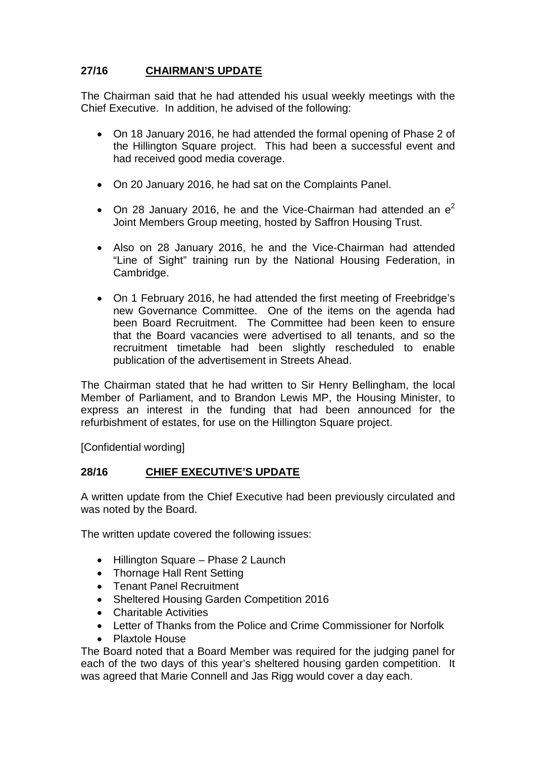## 27/16 CHAIRMAN'S UPDATE

The Chairman said that he had attended his usual weekly meetings with the Chief Executive. In addition, he advised of the following:

- On 18 January 2016, he had attended the formal opening of Phase 2 of the Hillington Square project. This had been a successful event and had received good media coverage.
- On 20 January 2016, he had sat on the Complaints Panel.
- On 28 January 2016, he and the Vice-Chairman had attended an $e^2$ Joint Members Group meeting, hosted by Saffron Housing Trust.
- Also on 28 January 2016, he and the Vice-Chairman had attended "Line of Sight" training run by the National Housing Federation, in Cambridge.
- On 1 February 2016, he had attended the first meeting of Freebridge's new Governance Committee. One of the items on the agenda had been Board Recruitment. The Committee had been keen to ensure that the Board vacancies were advertised to all tenants, and so the recruitment timetable had been slightly rescheduled to enable publication of the advertisement in Streets Ahead.

The Chairman stated that he had written to Sir Henry Bellingham, the local Member of Parliament, and to Brandon Lewis MP, the Housing Minister, to express an interest in the funding that had been announced for the refurbishment of estates, for use on the Hillington Square project.

[Confidential wording]

## 28/16 CHIEF EXECUTIVE'S UPDATE

A written update from the Chief Executive had been previously circulated and was noted by the Board.

The written update covered the following issues:

- Hillington Square – Phase 2 Launch
- Thornage Hall Rent Setting
- Tenant Panel Recruitment
- Sheltered Housing Garden Competition 2016
- Charitable Activities
- Letter of Thanks from the Police and Crime Commissioner for Norfolk
- Plaxtole House

The Board noted that a Board Member was required for the judging panel for each of the two days of this year's sheltered housing garden competition. It was agreed that Marie Connell and Jas Rigg would cover a day each.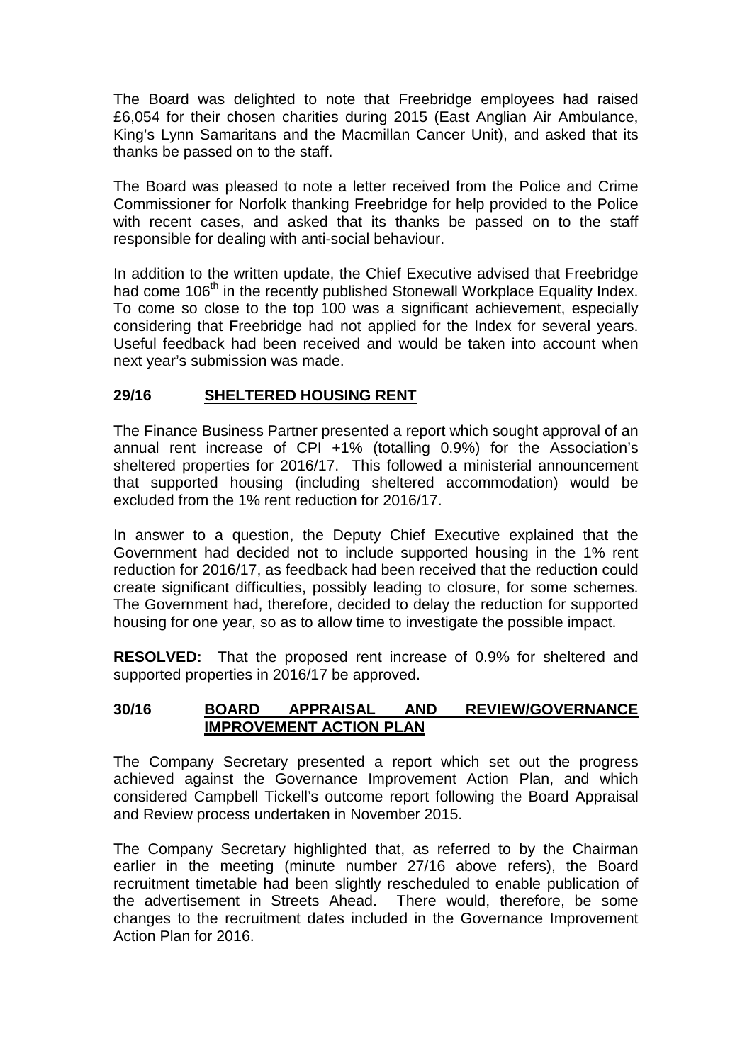The Board was delighted to note that Freebridge employees had raised £6,054 for their chosen charities during 2015 (East Anglian Air Ambulance, King's Lynn Samaritans and the Macmillan Cancer Unit), and asked that its thanks be passed on to the staff.

The Board was pleased to note a letter received from the Police and Crime Commissioner for Norfolk thanking Freebridge for help provided to the Police with recent cases, and asked that its thanks be passed on to the staff responsible for dealing with anti-social behaviour.

In addition to the written update, the Chief Executive advised that Freebridge had come 106th in the recently published Stonewall Workplace Equality Index. To come so close to the top 100 was a significant achievement, especially considering that Freebridge had not applied for the Index for several years. Useful feedback had been received and would be taken into account when next year's submission was made.

## 29/16 SHELTERED HOUSING RENT

The Finance Business Partner presented a report which sought approval of an annual rent increase of CPI +1% (totalling 0.9%) for the Association's sheltered properties for 2016/17. This followed a ministerial announcement that supported housing (including sheltered accommodation) would be excluded from the 1% rent reduction for 2016/17.

In answer to a question, the Deputy Chief Executive explained that the Government had decided not to include supported housing in the 1% rent reduction for 2016/17, as feedback had been received that the reduction could create significant difficulties, possibly leading to closure, for some schemes. The Government had, therefore, decided to delay the reduction for supported housing for one year, so as to allow time to investigate the possible impact.

**RESOLVED:** That the proposed rent increase of 0.9% for sheltered and supported properties in 2016/17 be approved.

## 30/16 BOARD APPRAISAL AND REVIEW/GOVERNANCE IMPROVEMENT ACTION PLAN

The Company Secretary presented a report which set out the progress achieved against the Governance Improvement Action Plan, and which considered Campbell Tickell's outcome report following the Board Appraisal and Review process undertaken in November 2015.

The Company Secretary highlighted that, as referred to by the Chairman earlier in the meeting (minute number 27/16 above refers), the Board recruitment timetable had been slightly rescheduled to enable publication of the advertisement in Streets Ahead. There would, therefore, be some changes to the recruitment dates included in the Governance Improvement Action Plan for 2016.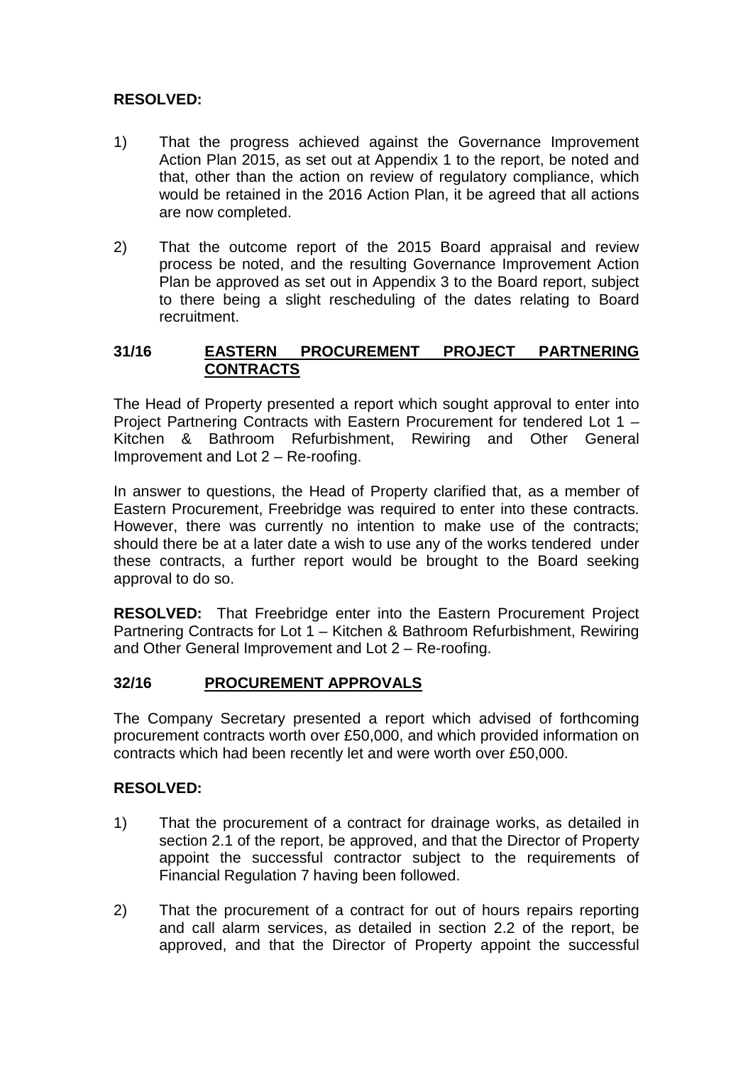**RESOLVED:**

1) That the progress achieved against the Governance Improvement Action Plan 2015, as set out at Appendix 1 to the report, be noted and that, other than the action on review of regulatory compliance, which would be retained in the 2016 Action Plan, it be agreed that all actions are now completed.

2) That the outcome report of the 2015 Board appraisal and review process be noted, and the resulting Governance Improvement Action Plan be approved as set out in Appendix 3 to the Board report, subject to there being a slight rescheduling of the dates relating to Board recruitment.

## 31/16 EASTERN PROCUREMENT PROJECT PARTNERING CONTRACTS

The Head of Property presented a report which sought approval to enter into Project Partnering Contracts with Eastern Procurement for tendered Lot 1 – Kitchen & Bathroom Refurbishment, Rewiring and Other General Improvement and Lot 2 – Re-roofing.

In answer to questions, the Head of Property clarified that, as a member of Eastern Procurement, Freebridge was required to enter into these contracts. However, there was currently no intention to make use of the contracts; should there be at a later date a wish to use any of the works tendered under these contracts, a further report would be brought to the Board seeking approval to do so.

**RESOLVED:** That Freebridge enter into the Eastern Procurement Project Partnering Contracts for Lot 1 – Kitchen & Bathroom Refurbishment, Rewiring and Other General Improvement and Lot 2 – Re-roofing.

## 32/16 PROCUREMENT APPROVALS

The Company Secretary presented a report which advised of forthcoming procurement contracts worth over £50,000, and which provided information on contracts which had been recently let and were worth over £50,000.

**RESOLVED:**

1) That the procurement of a contract for drainage works, as detailed in section 2.1 of the report, be approved, and that the Director of Property appoint the successful contractor subject to the requirements of Financial Regulation 7 having been followed.

2) That the procurement of a contract for out of hours repairs reporting and call alarm services, as detailed in section 2.2 of the report, be approved, and that the Director of Property appoint the successful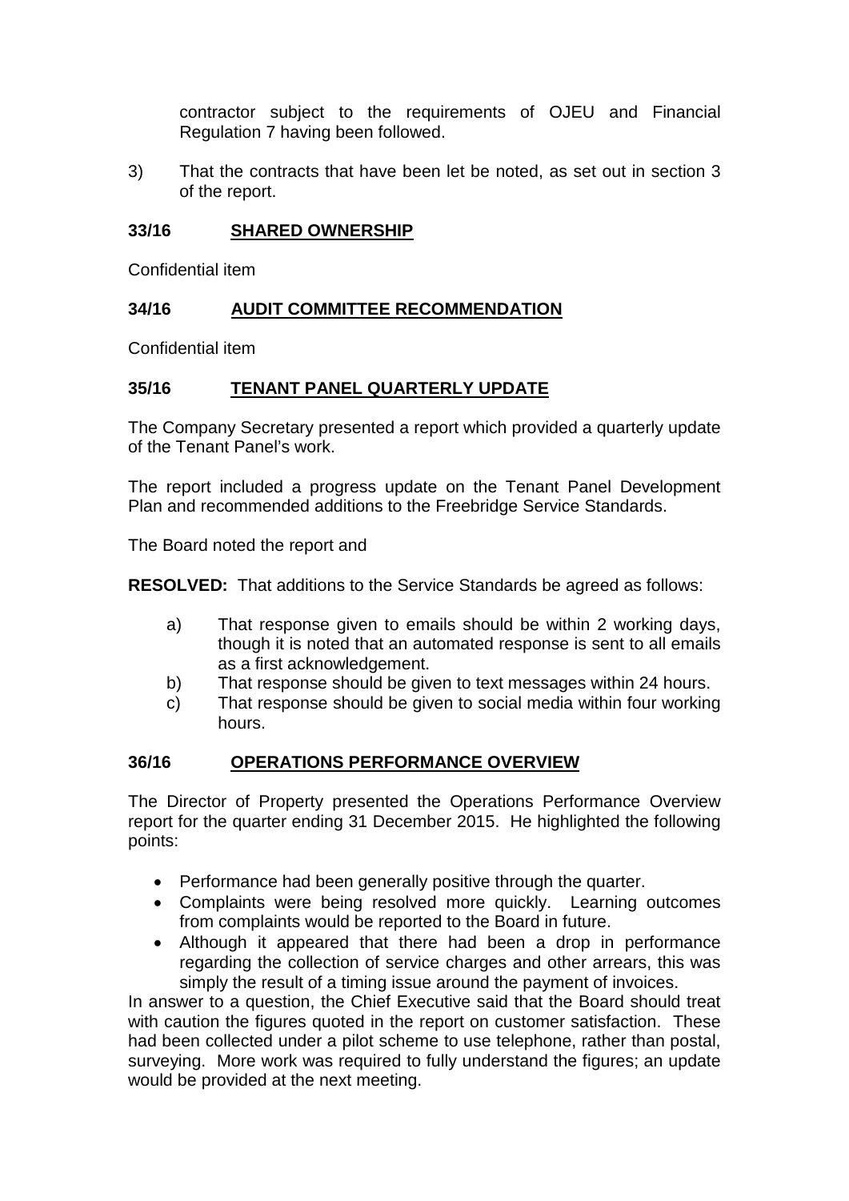contractor subject to the requirements of OJEU and Financial Regulation 7 having been followed.

3) That the contracts that have been let be noted, as set out in section 3 of the report.

## 33/16 SHARED OWNERSHIP

Confidential item

## 34/16 AUDIT COMMITTEE RECOMMENDATION

Confidential item

## 35/16 TENANT PANEL QUARTERLY UPDATE

The Company Secretary presented a report which provided a quarterly update of the Tenant Panel's work.

The report included a progress update on the Tenant Panel Development Plan and recommended additions to the Freebridge Service Standards.

The Board noted the report and

**RESOLVED:** That additions to the Service Standards be agreed as follows:

a) That response given to emails should be within 2 working days, though it is noted that an automated response is sent to all emails as a first acknowledgement.
b) That response should be given to text messages within 24 hours.
c) That response should be given to social media within four working hours.

## 36/16 OPERATIONS PERFORMANCE OVERVIEW

The Director of Property presented the Operations Performance Overview report for the quarter ending 31 December 2015. He highlighted the following points:

- Performance had been generally positive through the quarter.
- Complaints were being resolved more quickly. Learning outcomes from complaints would be reported to the Board in future.
- Although it appeared that there had been a drop in performance regarding the collection of service charges and other arrears, this was simply the result of a timing issue around the payment of invoices.

In answer to a question, the Chief Executive said that the Board should treat with caution the figures quoted in the report on customer satisfaction. These had been collected under a pilot scheme to use telephone, rather than postal, surveying. More work was required to fully understand the figures; an update would be provided at the next meeting.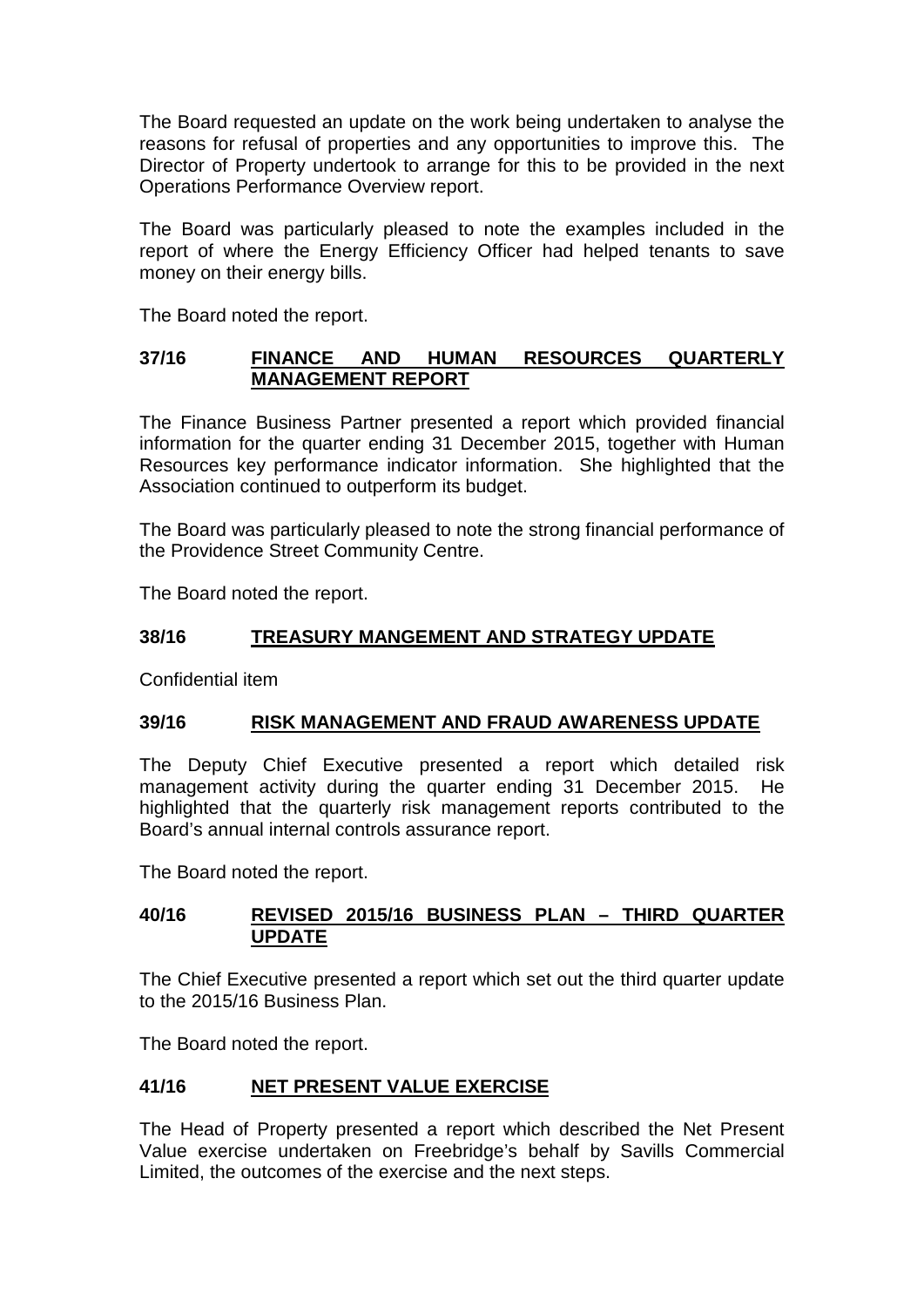The Board requested an update on the work being undertaken to analyse the reasons for refusal of properties and any opportunities to improve this. The Director of Property undertook to arrange for this to be provided in the next Operations Performance Overview report.

The Board was particularly pleased to note the examples included in the report of where the Energy Efficiency Officer had helped tenants to save money on their energy bills.

The Board noted the report.

## 37/16 FINANCE AND HUMAN RESOURCES QUARTERLY MANAGEMENT REPORT

The Finance Business Partner presented a report which provided financial information for the quarter ending 31 December 2015, together with Human Resources key performance indicator information. She highlighted that the Association continued to outperform its budget.

The Board was particularly pleased to note the strong financial performance of the Providence Street Community Centre.

The Board noted the report.

## 38/16 TREASURY MANGEMENT AND STRATEGY UPDATE

Confidential item

## 39/16 RISK MANAGEMENT AND FRAUD AWARENESS UPDATE

The Deputy Chief Executive presented a report which detailed risk management activity during the quarter ending 31 December 2015. He highlighted that the quarterly risk management reports contributed to the Board's annual internal controls assurance report.

The Board noted the report.

## 40/16 REVISED 2015/16 BUSINESS PLAN – THIRD QUARTER UPDATE

The Chief Executive presented a report which set out the third quarter update to the 2015/16 Business Plan.

The Board noted the report.

## 41/16 NET PRESENT VALUE EXERCISE

The Head of Property presented a report which described the Net Present Value exercise undertaken on Freebridge's behalf by Savills Commercial Limited, the outcomes of the exercise and the next steps.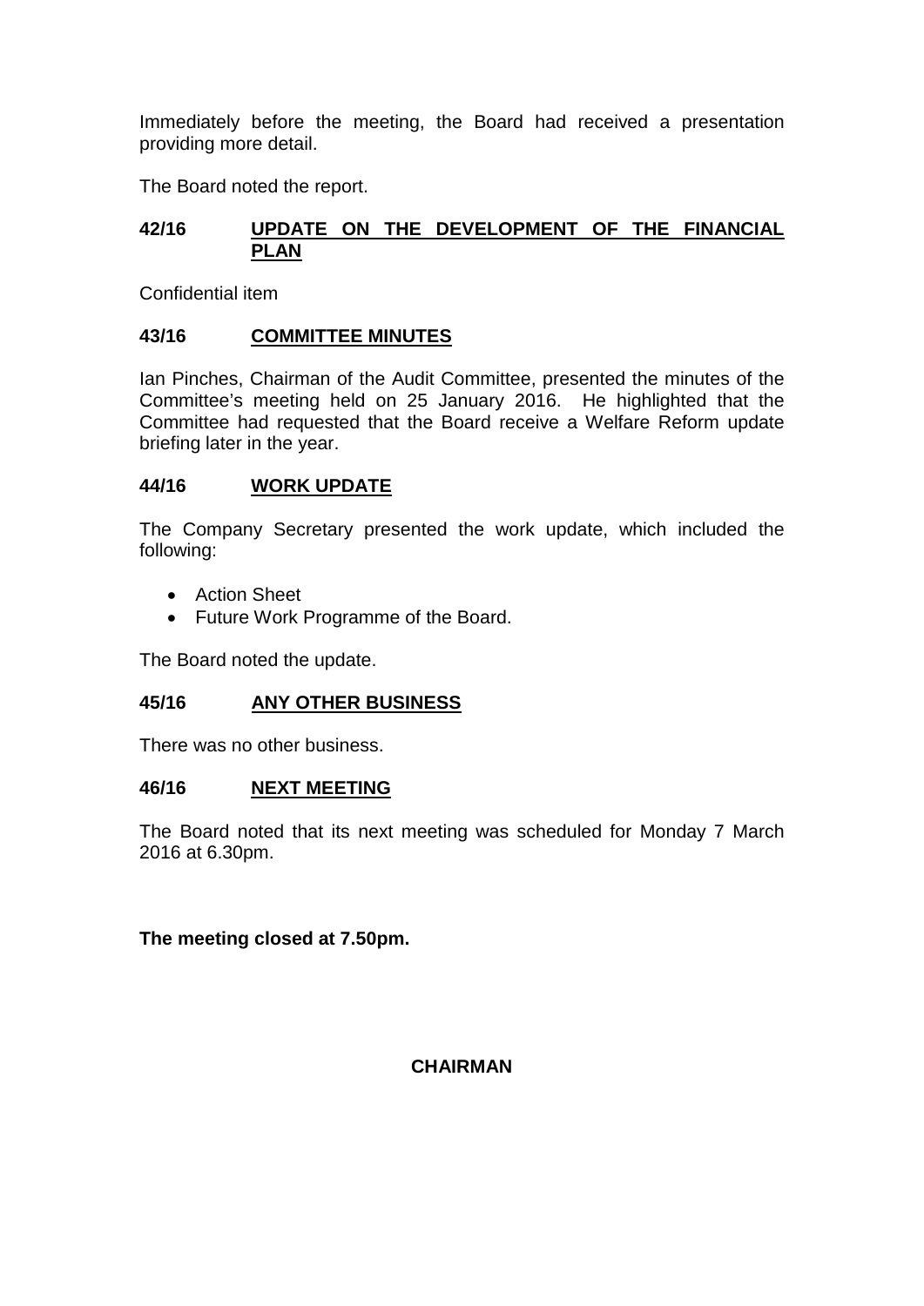Immediately before the meeting, the Board had received a presentation providing more detail.

The Board noted the report.

### 42/16 UPDATE ON THE DEVELOPMENT OF THE FINANCIAL PLAN

Confidential item

### 43/16 COMMITTEE MINUTES

Ian Pinches, Chairman of the Audit Committee, presented the minutes of the Committee's meeting held on 25 January 2016. He highlighted that the Committee had requested that the Board receive a Welfare Reform update briefing later in the year.

### 44/16 WORK UPDATE

The Company Secretary presented the work update, which included the following:

- Action Sheet
- Future Work Programme of the Board.

The Board noted the update.

### 45/16 ANY OTHER BUSINESS

There was no other business.

### 46/16 NEXT MEETING

The Board noted that its next meeting was scheduled for Monday 7 March 2016 at 6.30pm.

**The meeting closed at 7.50pm.**

**CHAIRMAN**